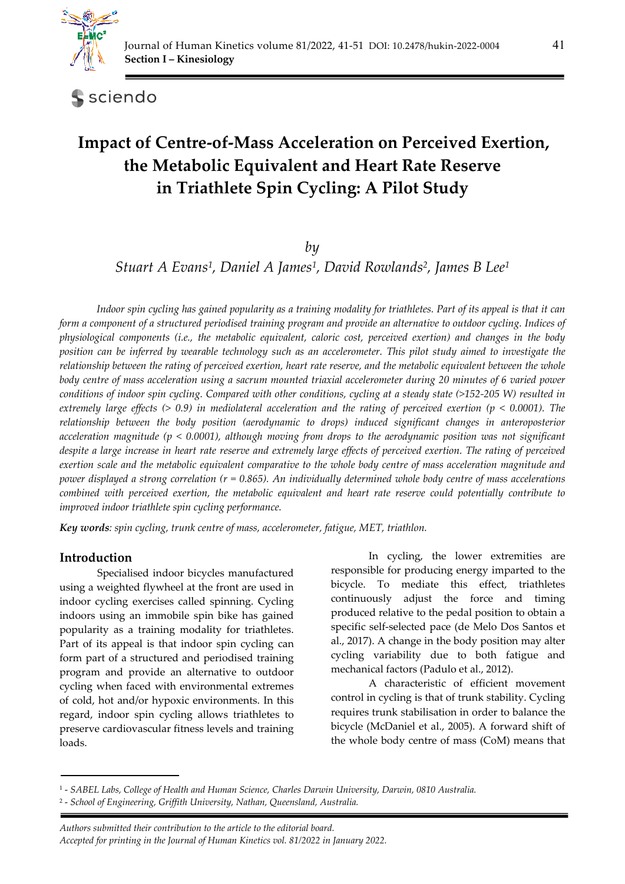# Impact of Centre-of-Mass Acceleration on Perceived Exertion, the Metabolic Equivalent and Heart Rate Reserve in Triathlete Spin Cycling: A Pilot Study

*by*

*Stuart A Evans[1], Daniel A James[1], David Rowlands[2], James B Lee[1]*

*Indoor spin cycling has gained popularity as a training modality for triathletes. Part of its appeal is that it can form a component of a structured periodised training program and provide an alternative to outdoor cycling. Indices of physiological components (i.e., the metabolic equivalent, caloric cost, perceived exertion) and changes in the body position can be inferred by wearable technology such as an accelerometer. This pilot study aimed to investigate the relationship between the rating of perceived exertion, heart rate reserve, and the metabolic equivalent between the whole body centre of mass acceleration using a sacrum mounted triaxial accelerometer during 20 minutes of 6 varied power conditions of indoor spin cycling. Compared with other conditions, cycling at a steady state (>152-205 W) resulted in extremely large effects (> 0.9) in mediolateral acceleration and the rating of perceived exertion ($p < 0.0001$). The relationship between the body position (aerodynamic to drops) induced significant changes in anteroposterior acceleration magnitude ($p < 0.0001$), although moving from drops to the aerodynamic position was not significant despite a large increase in heart rate reserve and extremely large effects of perceived exertion. The rating of perceived exertion scale and the metabolic equivalent comparative to the whole body centre of mass acceleration magnitude and power displayed a strong correlation ($r = 0.865$). An individually determined whole body centre of mass accelerations combined with perceived exertion, the metabolic equivalent and heart rate reserve could potentially contribute to improved indoor triathlete spin cycling performance.*

***Key words**: spin cycling, trunk centre of mass, accelerometer, fatigue, MET, triathlon.*

## Introduction

Specialised indoor bicycles manufactured using a weighted flywheel at the front are used in indoor cycling exercises called spinning. Cycling indoors using an immobile spin bike has gained popularity as a training modality for triathletes. Part of its appeal is that indoor spin cycling can form part of a structured and periodised training program and provide an alternative to outdoor cycling when faced with environmental extremes of cold, hot and/or hypoxic environments. In this regard, indoor spin cycling allows triathletes to preserve cardiovascular fitness levels and training loads.

In cycling, the lower extremities are responsible for producing energy imparted to the bicycle. To mediate this effect, triathletes continuously adjust the force and timing produced relative to the pedal position to obtain a specific self-selected pace (de Melo Dos Santos et al., 2017). A change in the body position may alter cycling variability due to both fatigue and mechanical factors (Padulo et al., 2012).

A characteristic of efficient movement control in cycling is that of trunk stability. Cycling requires trunk stabilisation in order to balance the bicycle (McDaniel et al., 2005). A forward shift of the whole body centre of mass (CoM) means that

---

[1] - *SABEL Labs, College of Health and Human Science, Charles Darwin University, Darwin, 0810 Australia.*
[2] - *School of Engineering, Griffith University, Nathan, Queensland, Australia.*

*Authors submitted their contribution to the article to the editorial board.*
*Accepted for printing in the Journal of Human Kinetics vol. 81/2022 in January 2022.*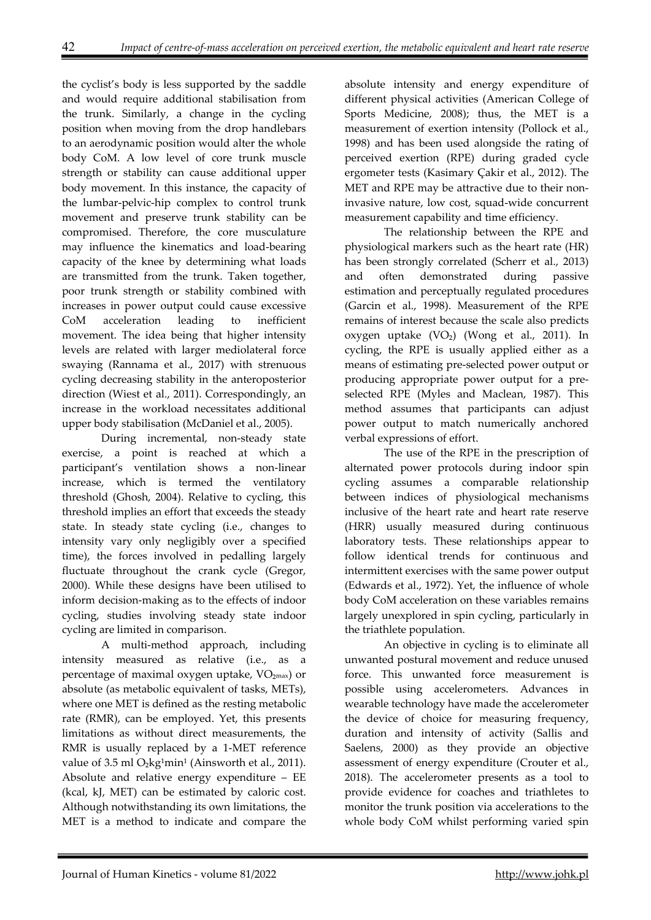the cyclist's body is less supported by the saddle and would require additional stabilisation from the trunk. Similarly, a change in the cycling position when moving from the drop handlebars to an aerodynamic position would alter the whole body CoM. A low level of core trunk muscle strength or stability can cause additional upper body movement. In this instance, the capacity of the lumbar-pelvic-hip complex to control trunk movement and preserve trunk stability can be compromised. Therefore, the core musculature may influence the kinematics and load-bearing capacity of the knee by determining what loads are transmitted from the trunk. Taken together, poor trunk strength or stability combined with increases in power output could cause excessive CoM acceleration leading to inefficient movement. The idea being that higher intensity levels are related with larger mediolateral force swaying (Rannama et al., 2017) with strenuous cycling decreasing stability in the anteroposterior direction (Wiest et al., 2011). Correspondingly, an increase in the workload necessitates additional upper body stabilisation (McDaniel et al., 2005).

During incremental, non-steady state exercise, a point is reached at which a participant's ventilation shows a non-linear increase, which is termed the ventilatory threshold (Ghosh, 2004). Relative to cycling, this threshold implies an effort that exceeds the steady state. In steady state cycling (i.e., changes to intensity vary only negligibly over a specified time), the forces involved in pedalling largely fluctuate throughout the crank cycle (Gregor, 2000). While these designs have been utilised to inform decision-making as to the effects of indoor cycling, studies involving steady state indoor cycling are limited in comparison.

A multi-method approach, including intensity measured as relative (i.e., as a percentage of maximal oxygen uptake, $VO_{2max}$) or absolute (as metabolic equivalent of tasks, METs), where one MET is defined as the resting metabolic rate (RMR), can be employed. Yet, this presents limitations as without direct measurements, the RMR is usually replaced by a 1-MET reference value of 3.5 ml $O_2kg^1min^1$ (Ainsworth et al., 2011). Absolute and relative energy expenditure – EE (kcal, kJ, MET) can be estimated by caloric cost. Although notwithstanding its own limitations, the MET is a method to indicate and compare the absolute intensity and energy expenditure of different physical activities (American College of Sports Medicine, 2008); thus, the MET is a measurement of exertion intensity (Pollock et al., 1998) and has been used alongside the rating of perceived exertion (RPE) during graded cycle ergometer tests (Kasimary Çakir et al., 2012). The MET and RPE may be attractive due to their non-invasive nature, low cost, squad-wide concurrent measurement capability and time efficiency.

The relationship between the RPE and physiological markers such as the heart rate (HR) has been strongly correlated (Scherr et al., 2013) and often demonstrated during passive estimation and perceptually regulated procedures (Garcin et al., 1998). Measurement of the RPE remains of interest because the scale also predicts oxygen uptake ($VO_2$) (Wong et al., 2011). In cycling, the RPE is usually applied either as a means of estimating pre-selected power output or producing appropriate power output for a pre-selected RPE (Myles and Maclean, 1987). This method assumes that participants can adjust power output to match numerically anchored verbal expressions of effort.

The use of the RPE in the prescription of alternated power protocols during indoor spin cycling assumes a comparable relationship between indices of physiological mechanisms inclusive of the heart rate and heart rate reserve (HRR) usually measured during continuous laboratory tests. These relationships appear to follow identical trends for continuous and intermittent exercises with the same power output (Edwards et al., 1972). Yet, the influence of whole body CoM acceleration on these variables remains largely unexplored in spin cycling, particularly in the triathlete population.

An objective in cycling is to eliminate all unwanted postural movement and reduce unused force. This unwanted force measurement is possible using accelerometers. Advances in wearable technology have made the accelerometer the device of choice for measuring frequency, duration and intensity of activity (Sallis and Saelens, 2000) as they provide an objective assessment of energy expenditure (Crouter et al., 2018). The accelerometer presents as a tool to provide evidence for coaches and triathletes to monitor the trunk position via accelerations to the whole body CoM whilst performing varied spin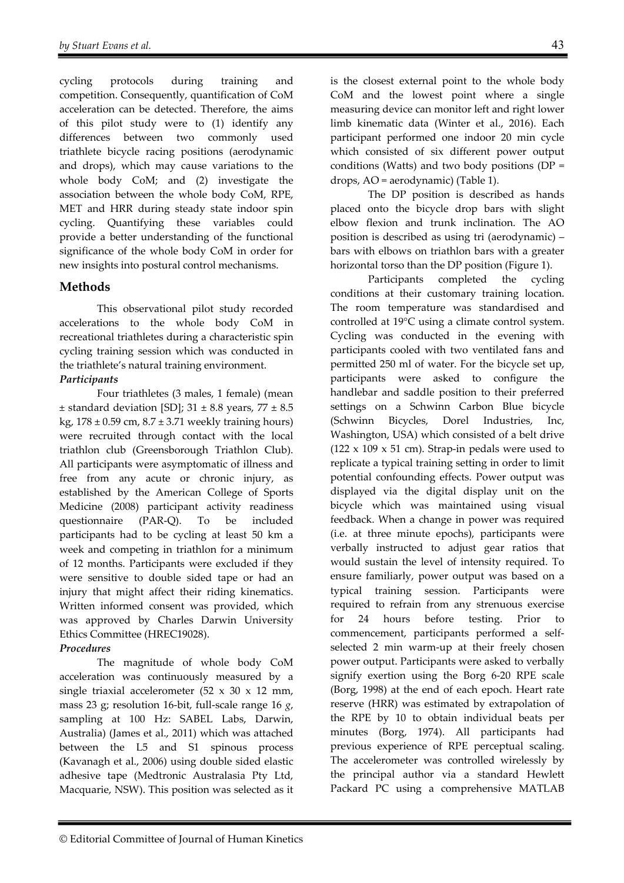cycling protocols during training and competition. Consequently, quantification of CoM acceleration can be detected. Therefore, the aims of this pilot study were to (1) identify any differences between two commonly used triathlete bicycle racing positions (aerodynamic and drops), which may cause variations to the whole body CoM; and (2) investigate the association between the whole body CoM, RPE, MET and HRR during steady state indoor spin cycling. Quantifying these variables could provide a better understanding of the functional significance of the whole body CoM in order for new insights into postural control mechanisms.

## Methods

This observational pilot study recorded accelerations to the whole body CoM in recreational triathletes during a characteristic spin cycling training session which was conducted in the triathlete's natural training environment.

### *Participants*

Four triathletes (3 males, 1 female) (mean ± standard deviation [SD]; 31 ± 8.8 years, 77 ± 8.5 kg, 178 ± 0.59 cm, 8.7 ± 3.71 weekly training hours) were recruited through contact with the local triathlon club (Greensborough Triathlon Club). All participants were asymptomatic of illness and free from any acute or chronic injury, as established by the American College of Sports Medicine (2008) participant activity readiness questionnaire (PAR-Q). To be included participants had to be cycling at least 50 km a week and competing in triathlon for a minimum of 12 months. Participants were excluded if they were sensitive to double sided tape or had an injury that might affect their riding kinematics. Written informed consent was provided, which was approved by Charles Darwin University Ethics Committee (HREC19028).

### *Procedures*

The magnitude of whole body CoM acceleration was continuously measured by a single triaxial accelerometer (52 x 30 x 12 mm, mass 23 g; resolution 16-bit, full-scale range 16 *g*, sampling at 100 Hz: SABEL Labs, Darwin, Australia) (James et al., 2011) which was attached between the L5 and S1 spinous process (Kavanagh et al., 2006) using double sided elastic adhesive tape (Medtronic Australasia Pty Ltd, Macquarie, NSW). This position was selected as it is the closest external point to the whole body CoM and the lowest point where a single measuring device can monitor left and right lower limb kinematic data (Winter et al., 2016). Each participant performed one indoor 20 min cycle which consisted of six different power output conditions (Watts) and two body positions (DP = drops, AO = aerodynamic) (Table 1).

The DP position is described as hands placed onto the bicycle drop bars with slight elbow flexion and trunk inclination. The AO position is described as using tri (aerodynamic) – bars with elbows on triathlon bars with a greater horizontal torso than the DP position (Figure 1).

Participants completed the cycling conditions at their customary training location. The room temperature was standardised and controlled at 19°C using a climate control system. Cycling was conducted in the evening with participants cooled with two ventilated fans and permitted 250 ml of water. For the bicycle set up, participants were asked to configure the handlebar and saddle position to their preferred settings on a Schwinn Carbon Blue bicycle (Schwinn Bicycles, Dorel Industries, Inc, Washington, USA) which consisted of a belt drive (122 x 109 x 51 cm). Strap-in pedals were used to replicate a typical training setting in order to limit potential confounding effects. Power output was displayed via the digital display unit on the bicycle which was maintained using visual feedback. When a change in power was required (i.e. at three minute epochs), participants were verbally instructed to adjust gear ratios that would sustain the level of intensity required. To ensure familiarly, power output was based on a typical training session. Participants were required to refrain from any strenuous exercise for 24 hours before testing. Prior to commencement, participants performed a self-selected 2 min warm-up at their freely chosen power output. Participants were asked to verbally signify exertion using the Borg 6-20 RPE scale (Borg, 1998) at the end of each epoch. Heart rate reserve (HRR) was estimated by extrapolation of the RPE by 10 to obtain individual beats per minutes (Borg, 1974). All participants had previous experience of RPE perceptual scaling. The accelerometer was controlled wirelessly by the principal author via a standard Hewlett Packard PC using a comprehensive MATLAB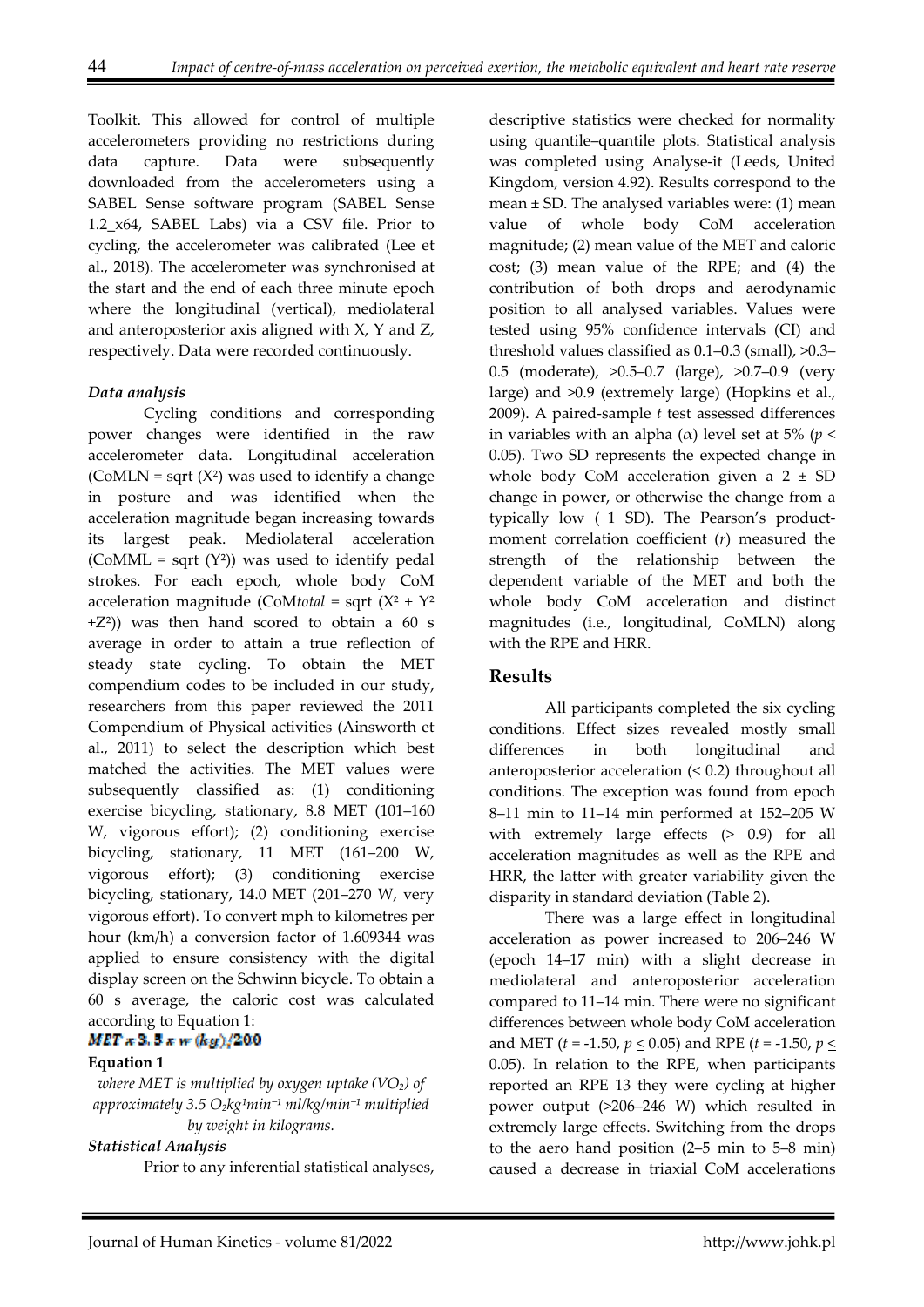Toolkit. This allowed for control of multiple accelerometers providing no restrictions during data capture. Data were subsequently downloaded from the accelerometers using a SABEL Sense software program (SABEL Sense 1.2_x64, SABEL Labs) via a CSV file. Prior to cycling, the accelerometer was calibrated (Lee et al., 2018). The accelerometer was synchronised at the start and the end of each three minute epoch where the longitudinal (vertical), mediolateral and anteroposterior axis aligned with X, Y and Z, respectively. Data were recorded continuously.

### *Data analysis*

Cycling conditions and corresponding power changes were identified in the raw accelerometer data. Longitudinal acceleration ($CoMLN = \text{sqrt}(X^2)$) was used to identify a change in posture and was identified when the acceleration magnitude began increasing towards its largest peak. Mediolateral acceleration ($CoMML = \text{sqrt}(Y^2)$) was used to identify pedal strokes. For each epoch, whole body CoM acceleration magnitude ($CoM_{total} = \text{sqrt}(X^2 + Y^2 + Z^2)$) was then hand scored to obtain a 60 s average in order to attain a true reflection of steady state cycling. To obtain the MET compendium codes to be included in our study, researchers from this paper reviewed the 2011 Compendium of Physical activities (Ainsworth et al., 2011) to select the description which best matched the activities. The MET values were subsequently classified as: (1) conditioning exercise bicycling, stationary, 8.8 MET (101–160 W, vigorous effort); (2) conditioning exercise bicycling, stationary, 11 MET (161–200 W, vigorous effort); (3) conditioning exercise bicycling, stationary, 14.0 MET (201–270 W, very vigorous effort). To convert mph to kilometres per hour (km/h) a conversion factor of 1.609344 was applied to ensure consistency with the digital display screen on the Schwinn bicycle. To obtain a 60 s average, the caloric cost was calculated according to Equation 1:

$$MET \times 3.5 \times w\,(kg)/200$$

**Equation 1**

*where MET is multiplied by oxygen uptake ($VO_2$) of approximately 3.5 $O_2kg^1min^{-1}$ ml/kg/min$^{-1}$ multiplied by weight in kilograms.*

### *Statistical Analysis*

Prior to any inferential statistical analyses, descriptive statistics were checked for normality using quantile–quantile plots. Statistical analysis was completed using Analyse-it (Leeds, United Kingdom, version 4.92). Results correspond to the mean ± SD. The analysed variables were: (1) mean value of whole body CoM acceleration magnitude; (2) mean value of the MET and caloric cost; (3) mean value of the RPE; and (4) the contribution of both drops and aerodynamic position to all analysed variables. Values were tested using 95% confidence intervals (CI) and threshold values classified as 0.1–0.3 (small), >0.3–0.5 (moderate), >0.5–0.7 (large), >0.7–0.9 (very large) and >0.9 (extremely large) (Hopkins et al., 2009). A paired-sample *t* test assessed differences in variables with an alpha ($\alpha$) level set at 5% ($p < 0.05$). Two SD represents the expected change in whole body CoM acceleration given a 2 ± SD change in power, or otherwise the change from a typically low (−1 SD). The Pearson's product-moment correlation coefficient (*r*) measured the strength of the relationship between the dependent variable of the MET and both the whole body CoM acceleration and distinct magnitudes (i.e., longitudinal, CoMLN) along with the RPE and HRR.

## Results

All participants completed the six cycling conditions. Effect sizes revealed mostly small differences in both longitudinal and anteroposterior acceleration (< 0.2) throughout all conditions. The exception was found from epoch 8–11 min to 11–14 min performed at 152–205 W with extremely large effects (> 0.9) for all acceleration magnitudes as well as the RPE and HRR, the latter with greater variability given the disparity in standard deviation (Table 2).

There was a large effect in longitudinal acceleration as power increased to 206–246 W (epoch 14–17 min) with a slight decrease in mediolateral and anteroposterior acceleration compared to 11–14 min. There were no significant differences between whole body CoM acceleration and MET ($t = -1.50$, $p \leq 0.05$) and RPE ($t = -1.50$, $p \leq 0.05$). In relation to the RPE, when participants reported an RPE 13 they were cycling at higher power output (>206–246 W) which resulted in extremely large effects. Switching from the drops to the aero hand position (2–5 min to 5–8 min) caused a decrease in triaxial CoM accelerations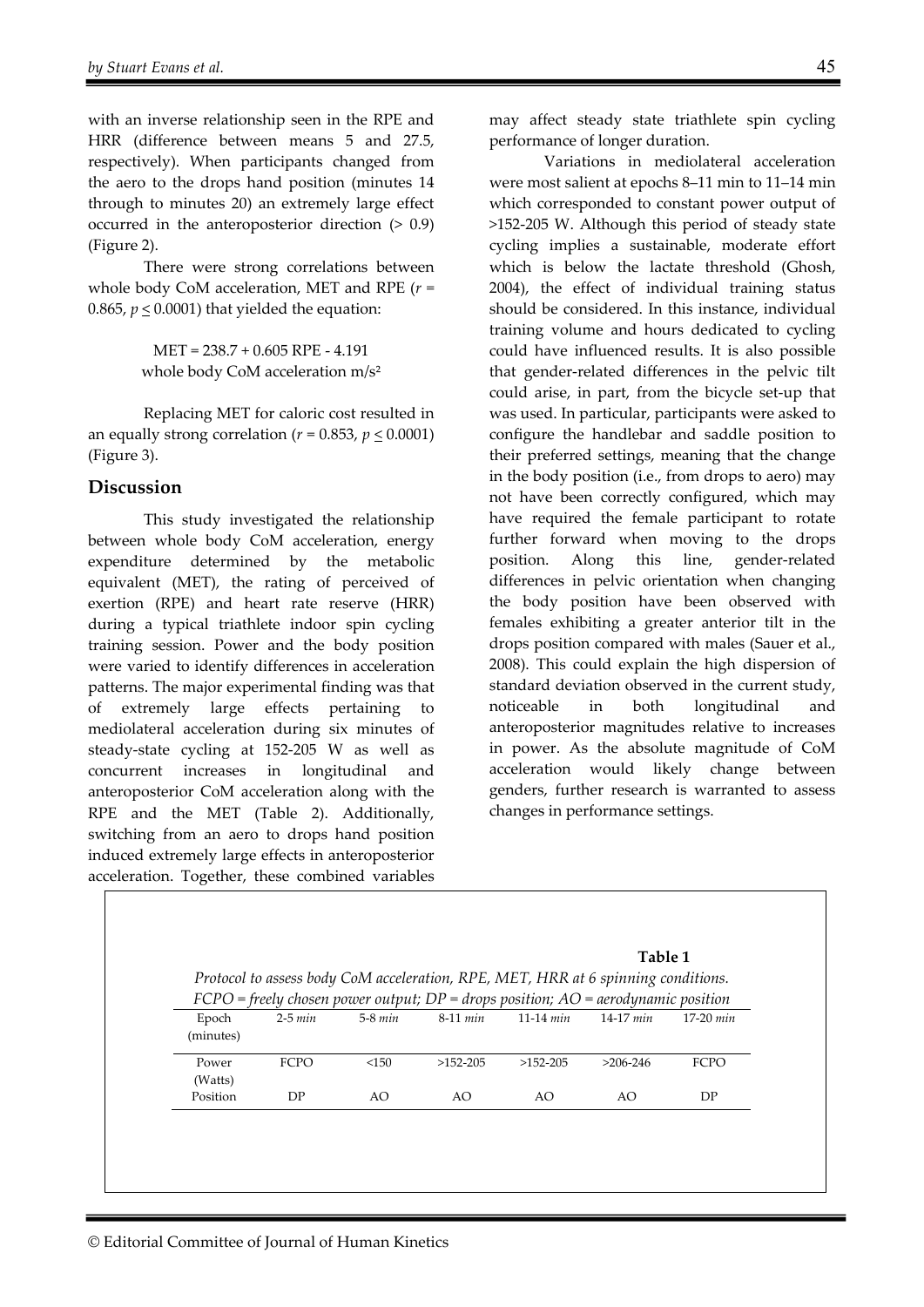with an inverse relationship seen in the RPE and HRR (difference between means 5 and 27.5, respectively). When participants changed from the aero to the drops hand position (minutes 14 through to minutes 20) an extremely large effect occurred in the anteroposterior direction (> 0.9) (Figure 2).

There were strong correlations between whole body CoM acceleration, MET and RPE ($r$ = 0.865, $p \leq 0.0001$) that yielded the equation:

$$\text{MET} = 238.7 + 0.605\ \text{RPE} - 4.191\ \text{whole body CoM acceleration m/s}^2$$

Replacing MET for caloric cost resulted in an equally strong correlation ($r$ = 0.853, $p \leq 0.0001$) (Figure 3).

## Discussion

This study investigated the relationship between whole body CoM acceleration, energy expenditure determined by the metabolic equivalent (MET), the rating of perceived of exertion (RPE) and heart rate reserve (HRR) during a typical triathlete indoor spin cycling training session. Power and the body position were varied to identify differences in acceleration patterns. The major experimental finding was that of extremely large effects pertaining to mediolateral acceleration during six minutes of steady-state cycling at 152-205 W as well as concurrent increases in longitudinal and anteroposterior CoM acceleration along with the RPE and the MET (Table 2). Additionally, switching from an aero to drops hand position induced extremely large effects in anteroposterior acceleration. Together, these combined variables may affect steady state triathlete spin cycling performance of longer duration.

Variations in mediolateral acceleration were most salient at epochs 8–11 min to 11–14 min which corresponded to constant power output of >152-205 W. Although this period of steady state cycling implies a sustainable, moderate effort which is below the lactate threshold (Ghosh, 2004), the effect of individual training status should be considered. In this instance, individual training volume and hours dedicated to cycling could have influenced results. It is also possible that gender-related differences in the pelvic tilt could arise, in part, from the bicycle set-up that was used. In particular, participants were asked to configure the handlebar and saddle position to their preferred settings, meaning that the change in the body position (i.e., from drops to aero) may not have been correctly configured, which may have required the female participant to rotate further forward when moving to the drops position. Along this line, gender-related differences in pelvic orientation when changing the body position have been observed with females exhibiting a greater anterior tilt in the drops position compared with males (Sauer et al., 2008). This could explain the high dispersion of standard deviation observed in the current study, noticeable in both longitudinal and anteroposterior magnitudes relative to increases in power. As the absolute magnitude of CoM acceleration would likely change between genders, further research is warranted to assess changes in performance settings.

**Table 1**

*Protocol to assess body CoM acceleration, RPE, MET, HRR at 6 spinning conditions. FCPO = freely chosen power output; DP = drops position; AO = aerodynamic position*

| Epoch (minutes) | 2-5 *min* | 5-8 *min* | 8-11 *min* | 11-14 *min* | 14-17 *min* | 17-20 *min* |
|---|---|---|---|---|---|---|
| Power (Watts) | FCPO | <150 | >152-205 | >152-205 | >206-246 | FCPO |
| Position | DP | AO | AO | AO | AO | DP |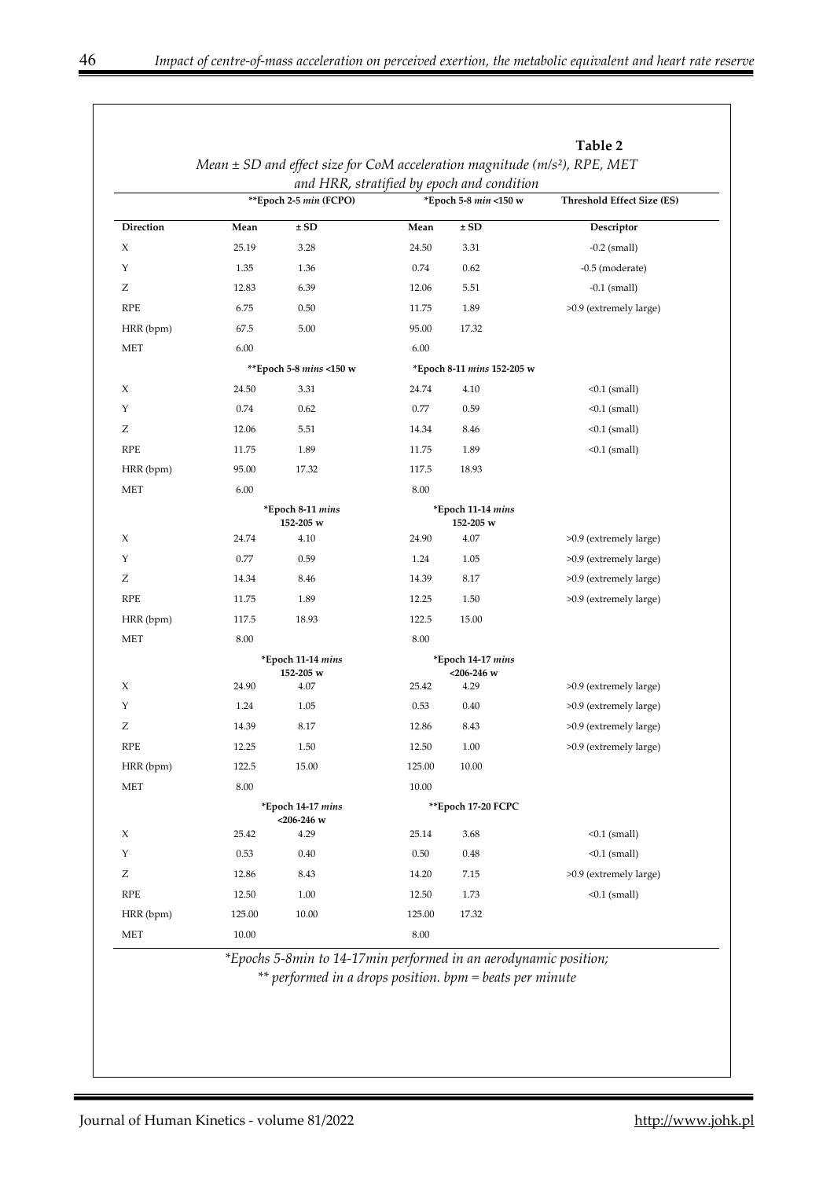**Table 2**

*Mean ± SD and effect size for CoM acceleration magnitude (m/s²), RPE, MET and HRR, stratified by epoch and condition*

| | **Epoch 2-5 *min* (FCPO) | | *Epoch 5-8 *min* <150 w | | Threshold Effect Size (ES) |
|---|---|---|---|---|---|
| **Direction** | **Mean** | **± SD** | **Mean** | **± SD** | **Descriptor** |
| X | 25.19 | 3.28 | 24.50 | 3.31 | -0.2 (small) |
| Y | 1.35 | 1.36 | 0.74 | 0.62 | -0.5 (moderate) |
| Z | 12.83 | 6.39 | 12.06 | 5.51 | -0.1 (small) |
| RPE | 6.75 | 0.50 | 11.75 | 1.89 | >0.9 (extremely large) |
| HRR (bpm) | 67.5 | 5.00 | 95.00 | 17.32 | |
| MET | 6.00 | | 6.00 | | |
| | **Epoch 5-8 *mins* <150 w | | *Epoch 8-11 *mins* 152-205 w | | |
| X | 24.50 | 3.31 | 24.74 | 4.10 | <0.1 (small) |
| Y | 0.74 | 0.62 | 0.77 | 0.59 | <0.1 (small) |
| Z | 12.06 | 5.51 | 14.34 | 8.46 | <0.1 (small) |
| RPE | 11.75 | 1.89 | 11.75 | 1.89 | <0.1 (small) |
| HRR (bpm) | 95.00 | 17.32 | 117.5 | 18.93 | |
| MET | 6.00 | | 8.00 | | |
| | *Epoch 8-11 *mins* 152-205 w | | *Epoch 11-14 *mins* 152-205 w | | |
| X | 24.74 | 4.10 | 24.90 | 4.07 | >0.9 (extremely large) |
| Y | 0.77 | 0.59 | 1.24 | 1.05 | >0.9 (extremely large) |
| Z | 14.34 | 8.46 | 14.39 | 8.17 | >0.9 (extremely large) |
| RPE | 11.75 | 1.89 | 12.25 | 1.50 | >0.9 (extremely large) |
| HRR (bpm) | 117.5 | 18.93 | 122.5 | 15.00 | |
| MET | 8.00 | | 8.00 | | |
| | *Epoch 11-14 *mins* 152-205 w | | *Epoch 14-17 *mins* <206-246 w | | |
| X | 24.90 | 4.07 | 25.42 | 4.29 | >0.9 (extremely large) |
| Y | 1.24 | 1.05 | 0.53 | 0.40 | >0.9 (extremely large) |
| Z | 14.39 | 8.17 | 12.86 | 8.43 | >0.9 (extremely large) |
| RPE | 12.25 | 1.50 | 12.50 | 1.00 | >0.9 (extremely large) |
| HRR (bpm) | 122.5 | 15.00 | 125.00 | 10.00 | |
| MET | 8.00 | | 10.00 | | |
| | *Epoch 14-17 *mins* <206-246 w | | **Epoch 17-20 FCPC | | |
| X | 25.42 | 4.29 | 25.14 | 3.68 | <0.1 (small) |
| Y | 0.53 | 0.40 | 0.50 | 0.48 | <0.1 (small) |
| Z | 12.86 | 8.43 | 14.20 | 7.15 | >0.9 (extremely large) |
| RPE | 12.50 | 1.00 | 12.50 | 1.73 | <0.1 (small) |
| HRR (bpm) | 125.00 | 10.00 | 125.00 | 17.32 | |
| MET | 10.00 | | 8.00 | | |

*\*Epochs 5-8min to 14-17min performed in an aerodynamic position;*
*\*\* performed in a drops position. bpm = beats per minute*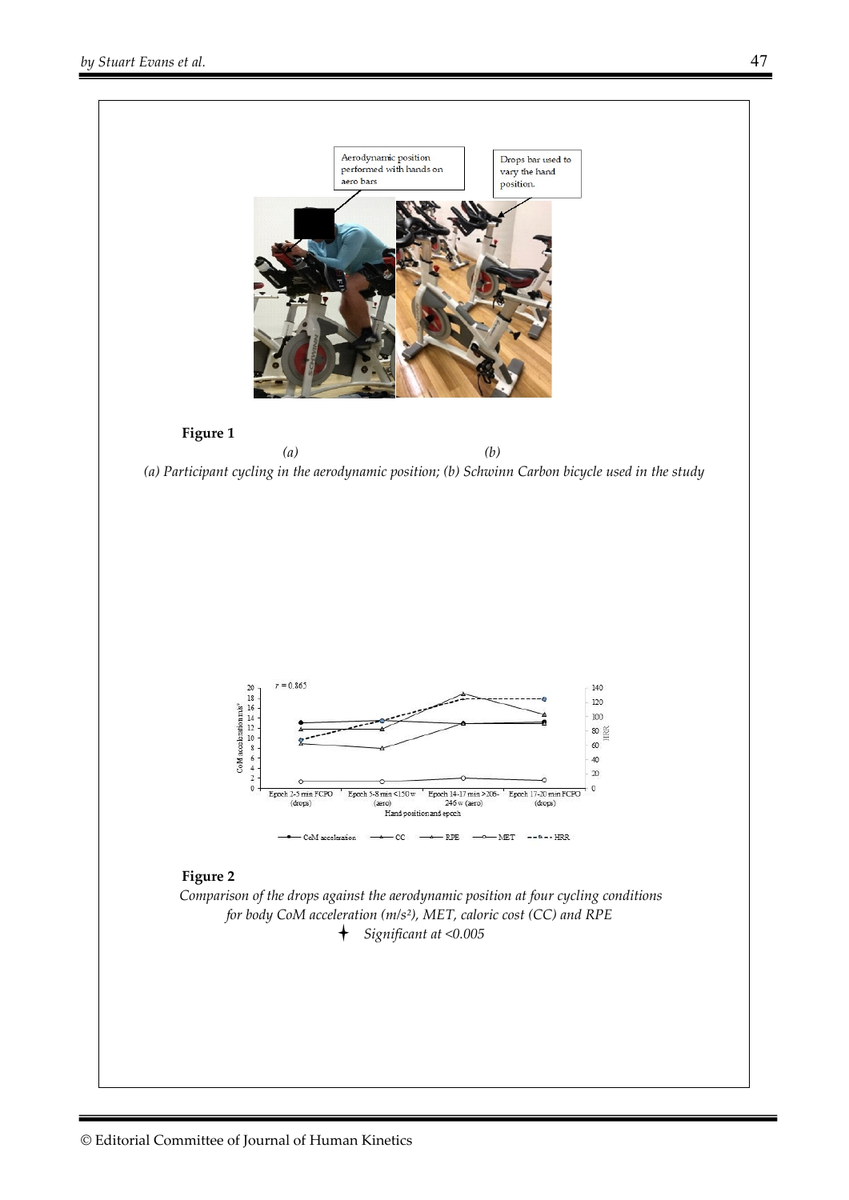**Figure 1**

*(a)* *(b)*

*(a) Participant cycling in the aerodynamic position; (b) Schwinn Carbon bicycle used in the study*

**Figure 2**

*Comparison of the drops against the aerodynamic position at four cycling conditions for body CoM acceleration (m/s²), MET, caloric cost (CC) and RPE*

✦ *Significant at <0.005*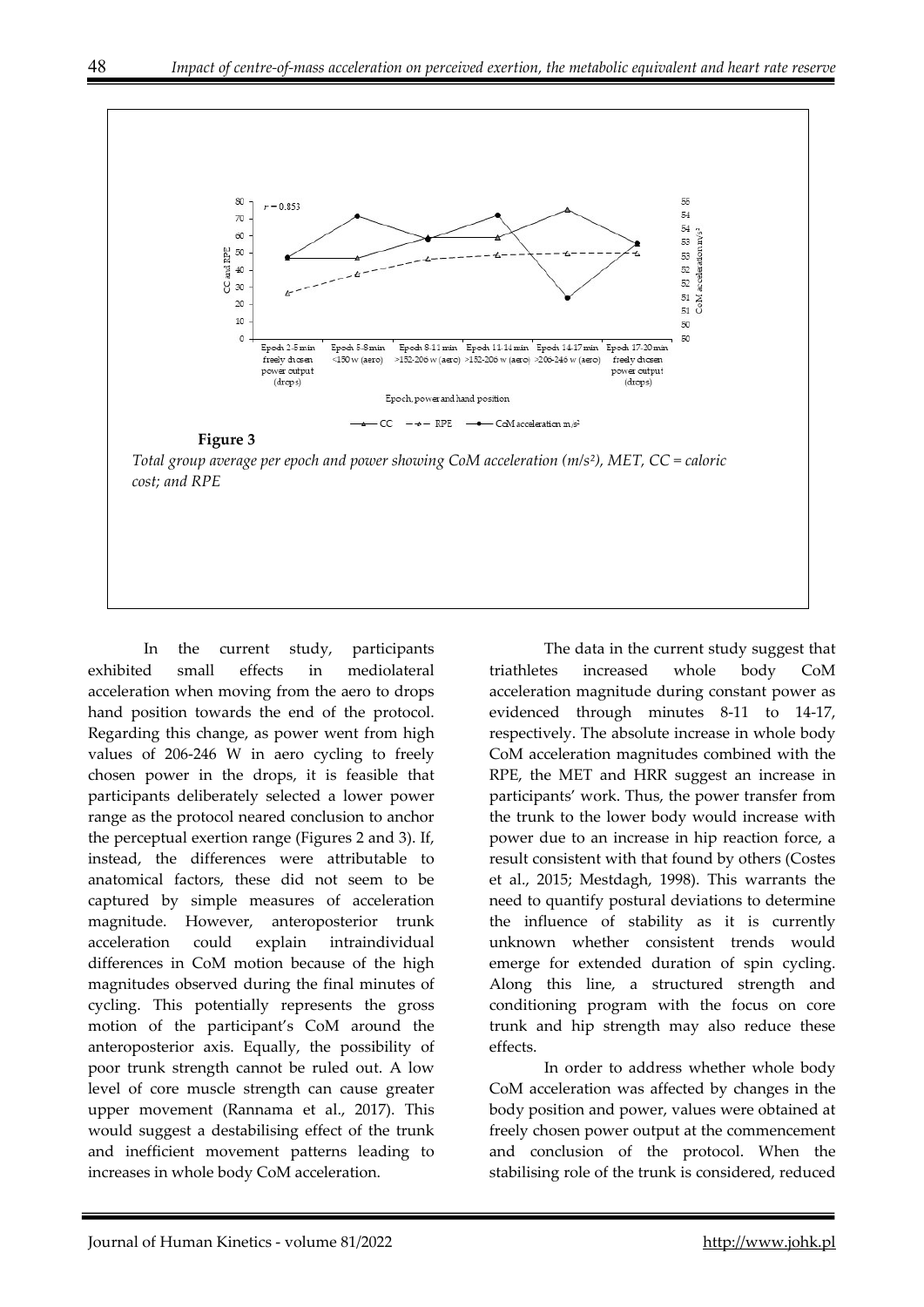**Figure 3**

*Total group average per epoch and power showing CoM acceleration (m/s²), MET, CC = caloric cost; and RPE*

In the current study, participants exhibited small effects in mediolateral acceleration when moving from the aero to drops hand position towards the end of the protocol. Regarding this change, as power went from high values of 206-246 W in aero cycling to freely chosen power in the drops, it is feasible that participants deliberately selected a lower power range as the protocol neared conclusion to anchor the perceptual exertion range (Figures 2 and 3). If, instead, the differences were attributable to anatomical factors, these did not seem to be captured by simple measures of acceleration magnitude. However, anteroposterior trunk acceleration could explain intraindividual differences in CoM motion because of the high magnitudes observed during the final minutes of cycling. This potentially represents the gross motion of the participant's CoM around the anteroposterior axis. Equally, the possibility of poor trunk strength cannot be ruled out. A low level of core muscle strength can cause greater upper movement (Rannama et al., 2017). This would suggest a destabilising effect of the trunk and inefficient movement patterns leading to increases in whole body CoM acceleration.

The data in the current study suggest that triathletes increased whole body CoM acceleration magnitude during constant power as evidenced through minutes 8-11 to 14-17, respectively. The absolute increase in whole body CoM acceleration magnitudes combined with the RPE, the MET and HRR suggest an increase in participants' work. Thus, the power transfer from the trunk to the lower body would increase with power due to an increase in hip reaction force, a result consistent with that found by others (Costes et al., 2015; Mestdagh, 1998). This warrants the need to quantify postural deviations to determine the influence of stability as it is currently unknown whether consistent trends would emerge for extended duration of spin cycling. Along this line, a structured strength and conditioning program with the focus on core trunk and hip strength may also reduce these effects.

In order to address whether whole body CoM acceleration was affected by changes in the body position and power, values were obtained at freely chosen power output at the commencement and conclusion of the protocol. When the stabilising role of the trunk is considered, reduced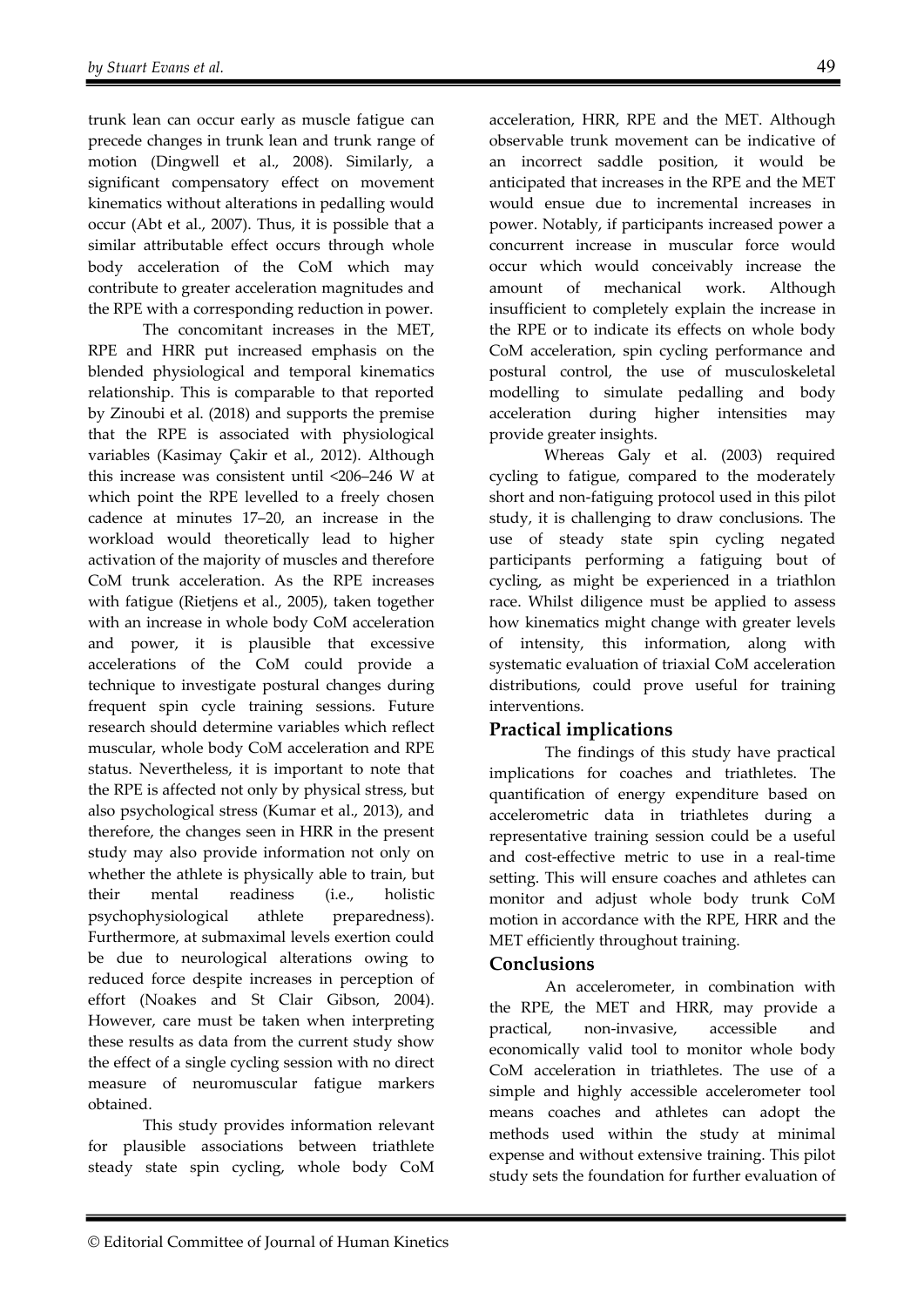trunk lean can occur early as muscle fatigue can precede changes in trunk lean and trunk range of motion (Dingwell et al., 2008). Similarly, a significant compensatory effect on movement kinematics without alterations in pedalling would occur (Abt et al., 2007). Thus, it is possible that a similar attributable effect occurs through whole body acceleration of the CoM which may contribute to greater acceleration magnitudes and the RPE with a corresponding reduction in power.

The concomitant increases in the MET, RPE and HRR put increased emphasis on the blended physiological and temporal kinematics relationship. This is comparable to that reported by Zinoubi et al. (2018) and supports the premise that the RPE is associated with physiological variables (Kasimay Çakir et al., 2012). Although this increase was consistent until <206–246 W at which point the RPE levelled to a freely chosen cadence at minutes 17–20, an increase in the workload would theoretically lead to higher activation of the majority of muscles and therefore CoM trunk acceleration. As the RPE increases with fatigue (Rietjens et al., 2005), taken together with an increase in whole body CoM acceleration and power, it is plausible that excessive accelerations of the CoM could provide a technique to investigate postural changes during frequent spin cycle training sessions. Future research should determine variables which reflect muscular, whole body CoM acceleration and RPE status. Nevertheless, it is important to note that the RPE is affected not only by physical stress, but also psychological stress (Kumar et al., 2013), and therefore, the changes seen in HRR in the present study may also provide information not only on whether the athlete is physically able to train, but their mental readiness (i.e., holistic psychophysiological athlete preparedness). Furthermore, at submaximal levels exertion could be due to neurological alterations owing to reduced force despite increases in perception of effort (Noakes and St Clair Gibson, 2004). However, care must be taken when interpreting these results as data from the current study show the effect of a single cycling session with no direct measure of neuromuscular fatigue markers obtained.

This study provides information relevant for plausible associations between triathlete steady state spin cycling, whole body CoM acceleration, HRR, RPE and the MET. Although observable trunk movement can be indicative of an incorrect saddle position, it would be anticipated that increases in the RPE and the MET would ensue due to incremental increases in power. Notably, if participants increased power a concurrent increase in muscular force would occur which would conceivably increase the amount of mechanical work. Although insufficient to completely explain the increase in the RPE or to indicate its effects on whole body CoM acceleration, spin cycling performance and postural control, the use of musculoskeletal modelling to simulate pedalling and body acceleration during higher intensities may provide greater insights.

Whereas Galy et al. (2003) required cycling to fatigue, compared to the moderately short and non-fatiguing protocol used in this pilot study, it is challenging to draw conclusions. The use of steady state spin cycling negated participants performing a fatiguing bout of cycling, as might be experienced in a triathlon race. Whilst diligence must be applied to assess how kinematics might change with greater levels of intensity, this information, along with systematic evaluation of triaxial CoM acceleration distributions, could prove useful for training interventions.

## Practical implications

The findings of this study have practical implications for coaches and triathletes. The quantification of energy expenditure based on accelerometric data in triathletes during a representative training session could be a useful and cost-effective metric to use in a real-time setting. This will ensure coaches and athletes can monitor and adjust whole body trunk CoM motion in accordance with the RPE, HRR and the MET efficiently throughout training.

## Conclusions

An accelerometer, in combination with the RPE, the MET and HRR, may provide a practical, non-invasive, accessible and economically valid tool to monitor whole body CoM acceleration in triathletes. The use of a simple and highly accessible accelerometer tool means coaches and athletes can adopt the methods used within the study at minimal expense and without extensive training. This pilot study sets the foundation for further evaluation of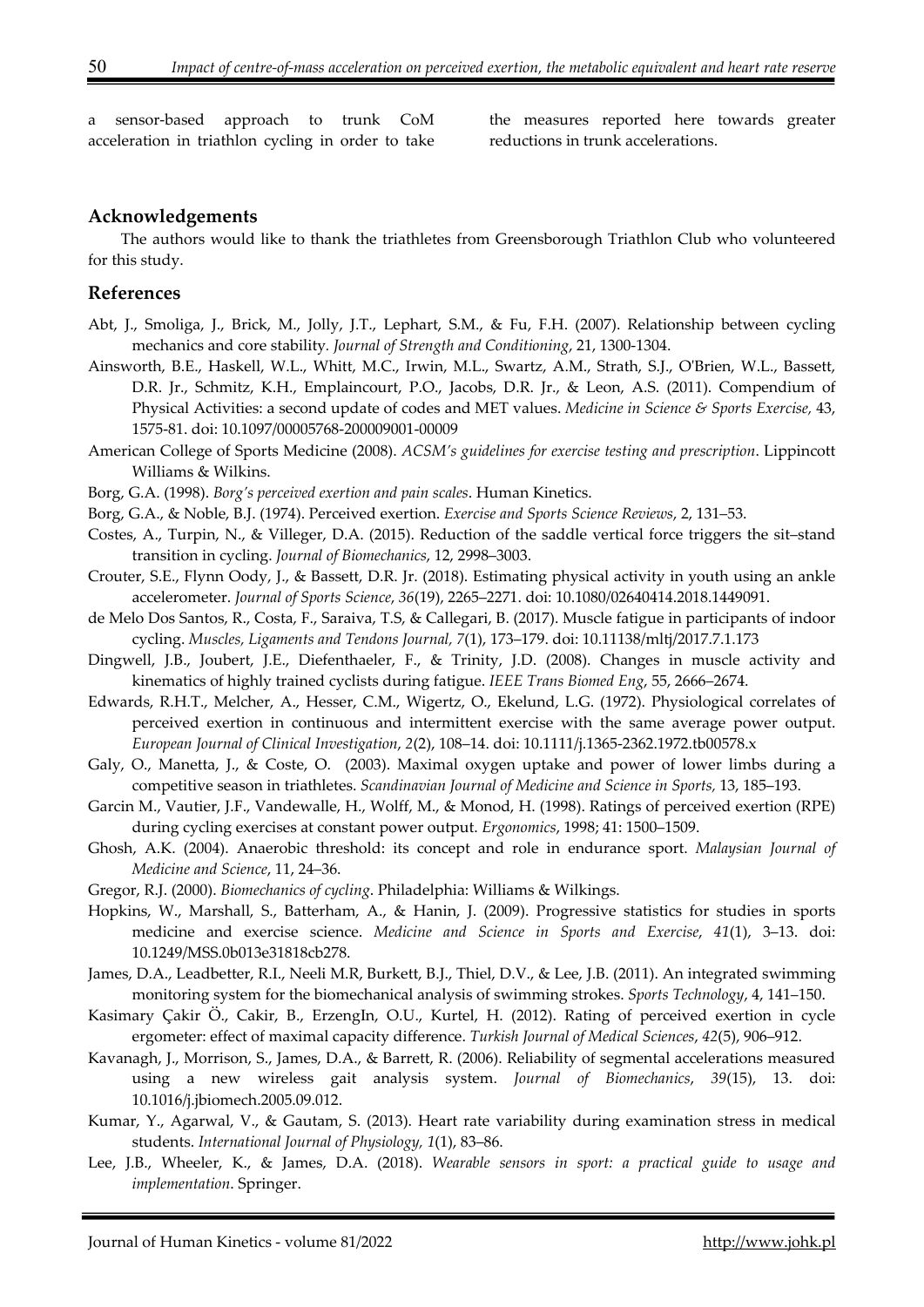a sensor-based approach to trunk CoM acceleration in triathlon cycling in order to take the measures reported here towards greater reductions in trunk accelerations.

## Acknowledgements

The authors would like to thank the triathletes from Greensborough Triathlon Club who volunteered for this study.

## References

Abt, J., Smoliga, J., Brick, M., Jolly, J.T., Lephart, S.M., & Fu, F.H. (2007). Relationship between cycling mechanics and core stability. *Journal of Strength and Conditioning*, 21, 1300-1304.

Ainsworth, B.E., Haskell, W.L., Whitt, M.C., Irwin, M.L., Swartz, A.M., Strath, S.J., O'Brien, W.L., Bassett, D.R. Jr., Schmitz, K.H., Emplaincourt, P.O., Jacobs, D.R. Jr., & Leon, A.S. (2011). Compendium of Physical Activities: a second update of codes and MET values. *Medicine in Science & Sports Exercise,* 43, 1575-81. doi: 10.1097/00005768-200009001-00009

American College of Sports Medicine (2008). *ACSM's guidelines for exercise testing and prescription*. Lippincott Williams & Wilkins.

Borg, G.A. (1998). *Borg's perceived exertion and pain scales*. Human Kinetics.

Borg, G.A., & Noble, B.J. (1974). Perceived exertion. *Exercise and Sports Science Reviews*, 2, 131–53.

Costes, A., Turpin, N., & Villeger, D.A. (2015). Reduction of the saddle vertical force triggers the sit–stand transition in cycling. *Journal of Biomechanics*, 12, 2998–3003.

Crouter, S.E., Flynn Oody, J., & Bassett, D.R. Jr. (2018). Estimating physical activity in youth using an ankle accelerometer. *Journal of Sports Science*, *36*(19), 2265–2271. doi: 10.1080/02640414.2018.1449091.

de Melo Dos Santos, R., Costa, F., Saraiva, T.S, & Callegari, B. (2017). Muscle fatigue in participants of indoor cycling. *Muscles, Ligaments and Tendons Journal, 7*(1), 173–179. doi: 10.11138/mltj/2017.7.1.173

Dingwell, J.B., Joubert, J.E., Diefenthaeler, F., & Trinity, J.D. (2008). Changes in muscle activity and kinematics of highly trained cyclists during fatigue. *IEEE Trans Biomed Eng*, 55, 2666–2674.

Edwards, R.H.T., Melcher, A., Hesser, C.M., Wigertz, O., Ekelund, L.G. (1972). Physiological correlates of perceived exertion in continuous and intermittent exercise with the same average power output. *European Journal of Clinical Investigation*, *2*(2), 108–14. doi: 10.1111/j.1365-2362.1972.tb00578.x

Galy, O., Manetta, J., & Coste, O. (2003). Maximal oxygen uptake and power of lower limbs during a competitive season in triathletes. *Scandinavian Journal of Medicine and Science in Sports,* 13, 185–193.

Garcin M., Vautier, J.F., Vandewalle, H., Wolff, M., & Monod, H. (1998). Ratings of perceived exertion (RPE) during cycling exercises at constant power output. *Ergonomics*, 1998; 41: 1500–1509.

Ghosh, A.K. (2004). Anaerobic threshold: its concept and role in endurance sport. *Malaysian Journal of Medicine and Science*, 11, 24–36.

Gregor, R.J. (2000). *Biomechanics of cycling*. Philadelphia: Williams & Wilkings.

Hopkins, W., Marshall, S., Batterham, A., & Hanin, J. (2009). Progressive statistics for studies in sports medicine and exercise science. *Medicine and Science in Sports and Exercise*, *41*(1), 3–13. doi: 10.1249/MSS.0b013e31818cb278.

James, D.A., Leadbetter, R.I., Neeli M.R, Burkett, B.J., Thiel, D.V., & Lee, J.B. (2011). An integrated swimming monitoring system for the biomechanical analysis of swimming strokes. *Sports Technology*, 4, 141–150.

Kasimary Çakir Ö., Cakir, B., ErzengIn, O.U., Kurtel, H. (2012). Rating of perceived exertion in cycle ergometer: effect of maximal capacity difference. *Turkish Journal of Medical Sciences*, *42*(5), 906–912.

Kavanagh, J., Morrison, S., James, D.A., & Barrett, R. (2006). Reliability of segmental accelerations measured using a new wireless gait analysis system. *Journal of Biomechanics*, *39*(15), 13. doi: 10.1016/j.jbiomech.2005.09.012.

Kumar, Y., Agarwal, V., & Gautam, S. (2013). Heart rate variability during examination stress in medical students. *International Journal of Physiology, 1*(1), 83–86.

Lee, J.B., Wheeler, K., & James, D.A. (2018). *Wearable sensors in sport: a practical guide to usage and implementation*. Springer.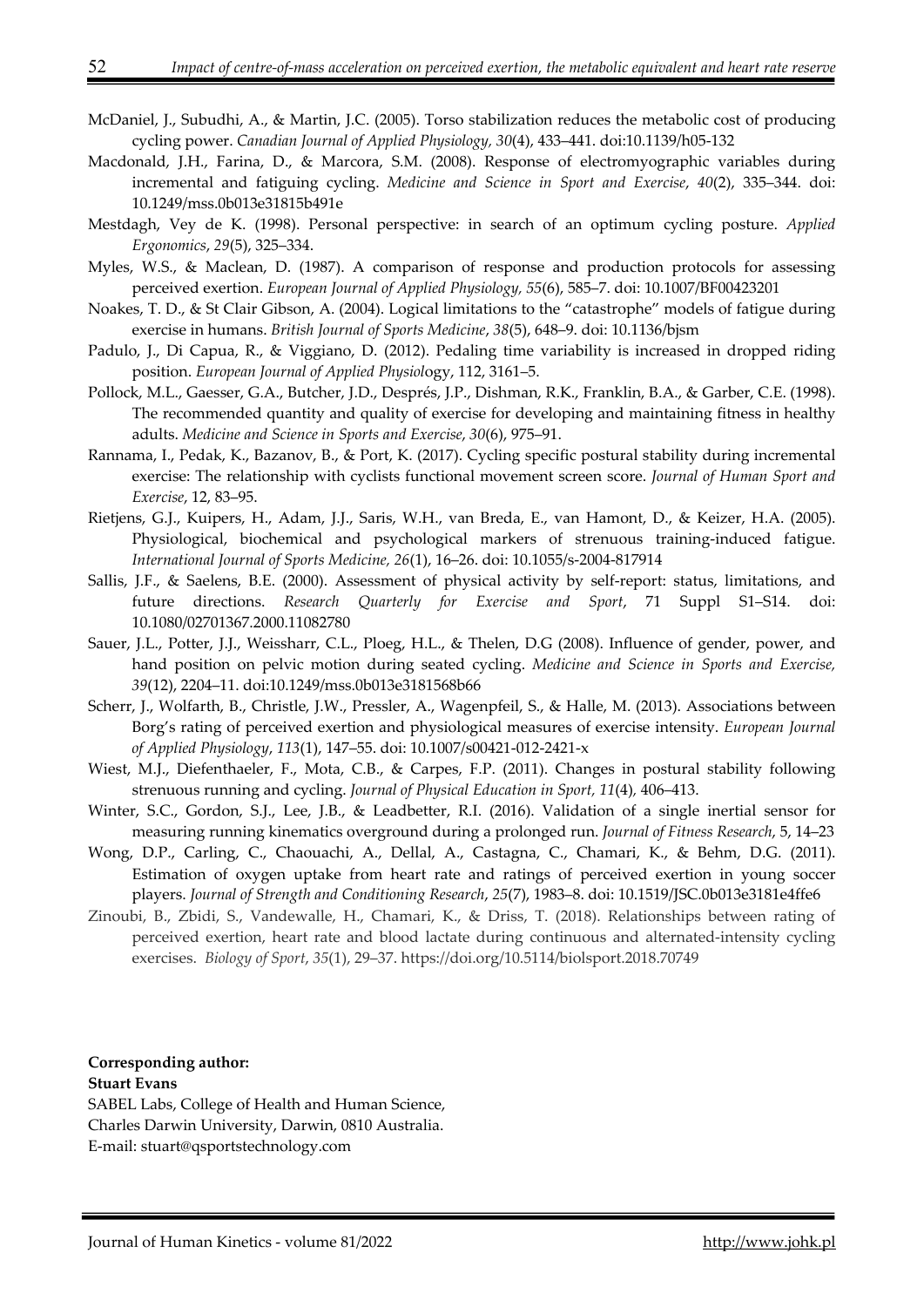McDaniel, J., Subudhi, A., & Martin, J.C. (2005). Torso stabilization reduces the metabolic cost of producing cycling power. *Canadian Journal of Applied Physiology, 30*(4), 433–441. doi:10.1139/h05-132

Macdonald, J.H., Farina, D., & Marcora, S.M. (2008). Response of electromyographic variables during incremental and fatiguing cycling. *Medicine and Science in Sport and Exercise*, *40*(2), 335–344. doi: 10.1249/mss.0b013e31815b491e

Mestdagh, Vey de K. (1998). Personal perspective: in search of an optimum cycling posture. *Applied Ergonomics*, *29*(5), 325–334.

Myles, W.S., & Maclean, D. (1987). A comparison of response and production protocols for assessing perceived exertion. *European Journal of Applied Physiology, 55*(6), 585–7. doi: 10.1007/BF00423201

Noakes, T. D., & St Clair Gibson, A. (2004). Logical limitations to the "catastrophe" models of fatigue during exercise in humans. *British Journal of Sports Medicine*, *38*(5), 648–9. doi: 10.1136/bjsm

Padulo, J., Di Capua, R., & Viggiano, D. (2012). Pedaling time variability is increased in dropped riding position. *European Journal of Applied Physiology*, 112, 3161–5.

Pollock, M.L., Gaesser, G.A., Butcher, J.D., Després, J.P., Dishman, R.K., Franklin, B.A., & Garber, C.E. (1998). The recommended quantity and quality of exercise for developing and maintaining fitness in healthy adults. *Medicine and Science in Sports and Exercise*, *30*(6), 975–91.

Rannama, I., Pedak, K., Bazanov, B., & Port, K. (2017). Cycling specific postural stability during incremental exercise: The relationship with cyclists functional movement screen score. *Journal of Human Sport and Exercise*, 12, 83–95.

Rietjens, G.J., Kuipers, H., Adam, J.J., Saris, W.H., van Breda, E., van Hamont, D., & Keizer, H.A. (2005). Physiological, biochemical and psychological markers of strenuous training-induced fatigue. *International Journal of Sports Medicine, 26*(1), 16–26. doi: 10.1055/s-2004-817914

Sallis, J.F., & Saelens, B.E. (2000). Assessment of physical activity by self-report: status, limitations, and future directions. *Research Quarterly for Exercise and Sport*, 71 Suppl S1–S14. doi: 10.1080/02701367.2000.11082780

Sauer, J.L., Potter, J.J., Weissharr, C.L., Ploeg, H.L., & Thelen, D.G (2008). Influence of gender, power, and hand position on pelvic motion during seated cycling. *Medicine and Science in Sports and Exercise, 39*(12), 2204–11. doi:10.1249/mss.0b013e3181568b66

Scherr, J., Wolfarth, B., Christle, J.W., Pressler, A., Wagenpfeil, S., & Halle, M. (2013). Associations between Borg's rating of perceived exertion and physiological measures of exercise intensity. *European Journal of Applied Physiology*, *113*(1), 147–55. doi: 10.1007/s00421-012-2421-x

Wiest, M.J., Diefenthaeler, F., Mota, C.B., & Carpes, F.P. (2011). Changes in postural stability following strenuous running and cycling. *Journal of Physical Education in Sport, 11*(4), 406–413.

Winter, S.C., Gordon, S.J., Lee, J.B., & Leadbetter, R.I. (2016). Validation of a single inertial sensor for measuring running kinematics overground during a prolonged run. *Journal of Fitness Research*, 5, 14–23

Wong, D.P., Carling, C., Chaouachi, A., Dellal, A., Castagna, C., Chamari, K., & Behm, D.G. (2011). Estimation of oxygen uptake from heart rate and ratings of perceived exertion in young soccer players. *Journal of Strength and Conditioning Research*, *25*(7), 1983–8. doi: 10.1519/JSC.0b013e3181e4ffe6

Zinoubi, B., Zbidi, S., Vandewalle, H., Chamari, K., & Driss, T. (2018). Relationships between rating of perceived exertion, heart rate and blood lactate during continuous and alternated-intensity cycling exercises. *Biology of Sport*, *35*(1), 29–37. https://doi.org/10.5114/biolsport.2018.70749

**Corresponding author:**

**Stuart Evans**

SABEL Labs, College of Health and Human Science,
Charles Darwin University, Darwin, 0810 Australia.
E-mail: stuart@qsportstechnology.com